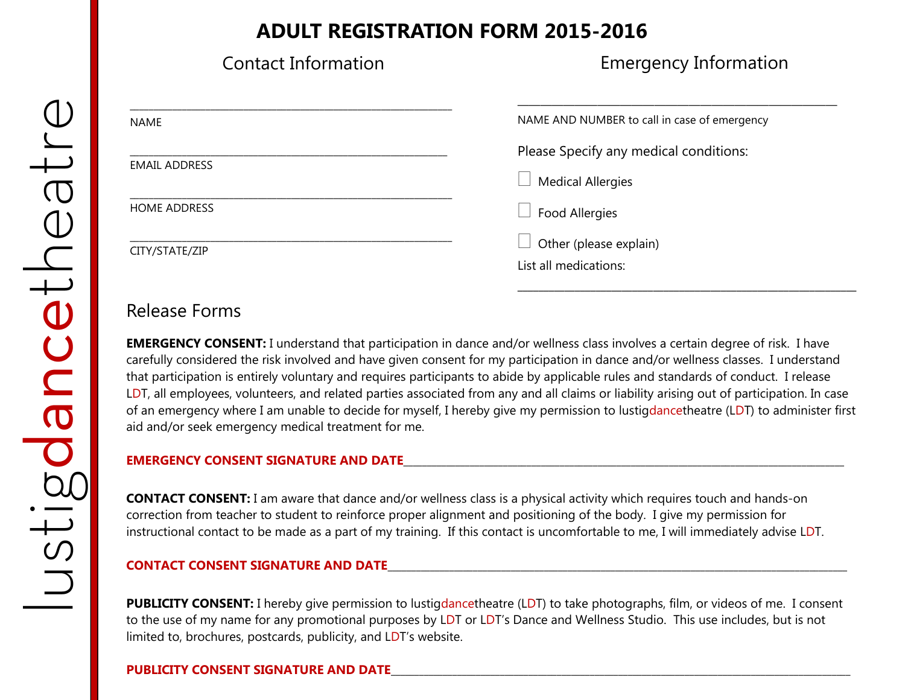# ADULT REGISTRATION FORM 2015-2016

lustigdancetheatre

## Contact Information

______________________________________________________
NAME

______________________________________________________
EMAIL ADDRESS

______________________________________________________
HOME ADDRESS

______________________________________________________
CITY/STATE/ZIP

## Emergency Information

______________________________________________________
NAME AND NUMBER to call in case of emergency

Please Specify any medical conditions:

- ☐ Medical Allergies
- ☐ Food Allergies
- ☐ Other (please explain)

List all medications:

______________________________________________________

## Release Forms

**EMERGENCY CONSENT:** I understand that participation in dance and/or wellness class involves a certain degree of risk. I have carefully considered the risk involved and have given consent for my participation in dance and/or wellness classes. I understand that participation is entirely voluntary and requires participants to abide by applicable rules and standards of conduct. I release LDT, all employees, volunteers, and related parties associated from any and all claims or liability arising out of participation. In case of an emergency where I am unable to decide for myself, I hereby give my permission to lustigdancetheatre (LDT) to administer first aid and/or seek emergency medical treatment for me.

**EMERGENCY CONSENT SIGNATURE AND DATE**______________________________________________________

**CONTACT CONSENT:** I am aware that dance and/or wellness class is a physical activity which requires touch and hands-on correction from teacher to student to reinforce proper alignment and positioning of the body. I give my permission for instructional contact to be made as a part of my training. If this contact is uncomfortable to me, I will immediately advise LDT.

**CONTACT CONSENT SIGNATURE AND DATE**______________________________________________________

**PUBLICITY CONSENT:** I hereby give permission to lustigdancetheatre (LDT) to take photographs, film, or videos of me. I consent to the use of my name for any promotional purposes by LDT or LDT's Dance and Wellness Studio. This use includes, but is not limited to, brochures, postcards, publicity, and LDT's website.

**PUBLICITY CONSENT SIGNATURE AND DATE**______________________________________________________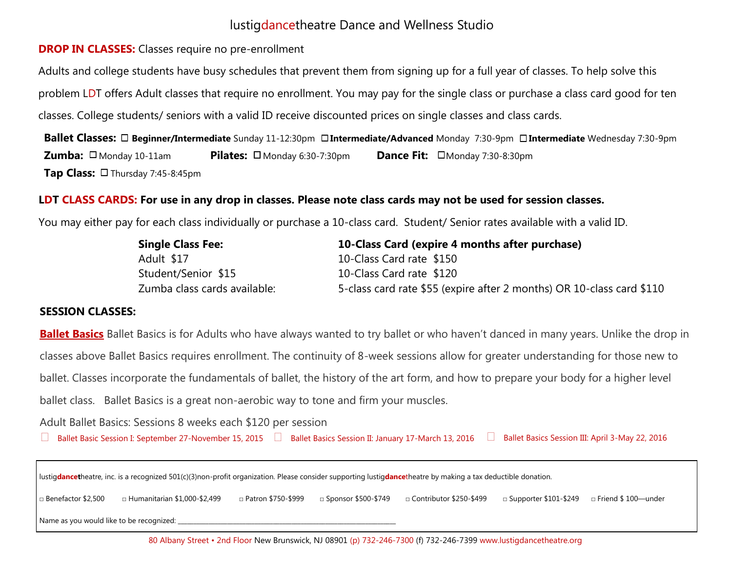# lustigdancetheatre Dance and Wellness Studio

**DROP IN CLASSES:** Classes require no pre-enrollment

Adults and college students have busy schedules that prevent them from signing up for a full year of classes. To help solve this problem LDT offers Adult classes that require no enrollment. You may pay for the single class or purchase a class card good for ten classes. College students/ seniors with a valid ID receive discounted prices on single classes and class cards.

**Ballet Classes:** ☐ **Beginner/Intermediate** Sunday 11-12:30pm ☐ **Intermediate/Advanced** Monday 7:30-9pm ☐ **Intermediate** Wednesday 7:30-9pm

**Zumba:** ☐ Monday 10-11am **Pilates:** ☐ Monday 6:30-7:30pm **Dance Fit:** ☐ Monday 7:30-8:30pm

**Tap Class:** ☐ Thursday 7:45-8:45pm

**LDT CLASS CARDS: For use in any drop in classes. Please note class cards may not be used for session classes.**

You may either pay for each class individually or purchase a 10-class card. Student/ Senior rates available with a valid ID.

| **Single Class Fee:** | **10-Class Card (expire 4 months after purchase)** |
|---|---|
| Adult $17 | 10-Class Card rate $150 |
| Student/Senior $15 | 10-Class Card rate $120 |
| Zumba class cards available: | 5-class card rate $55 (expire after 2 months) OR 10-class card $110 |

**SESSION CLASSES:**

**Ballet Basics** Ballet Basics is for Adults who have always wanted to try ballet or who haven't danced in many years. Unlike the drop in classes above Ballet Basics requires enrollment. The continuity of 8-week sessions allow for greater understanding for those new to ballet. Classes incorporate the fundamentals of ballet, the history of the art form, and how to prepare your body for a higher level ballet class. Ballet Basics is a great non-aerobic way to tone and firm your muscles.

Adult Ballet Basics: Sessions 8 weeks each $120 per session

☐ Ballet Basic Session I: September 27-November 15, 2015 ☐ Ballet Basics Session II: January 17-March 13, 2016 ☐ Ballet Basics Session III: April 3-May 22, 2016

lustig**dance**theatre, inc. is a recognized 501(c)(3)non-profit organization. Please consider supporting lustig**dance**theatre by making a tax deductible donation.

☐ Benefactor $2,500 ☐ Humanitarian $1,000-$2,499 ☐ Patron $750-$999 ☐ Sponsor $500-$749 ☐ Contributor $250-$499 ☐ Supporter $101-$249 ☐ Friend $ 100—under

Name as you would like to be recognized: ____________________________________________

80 Albany Street • 2nd Floor New Brunswick, NJ 08901 (p) 732-246-7300 (f) 732-246-7399 www.lustigdancetheatre.org